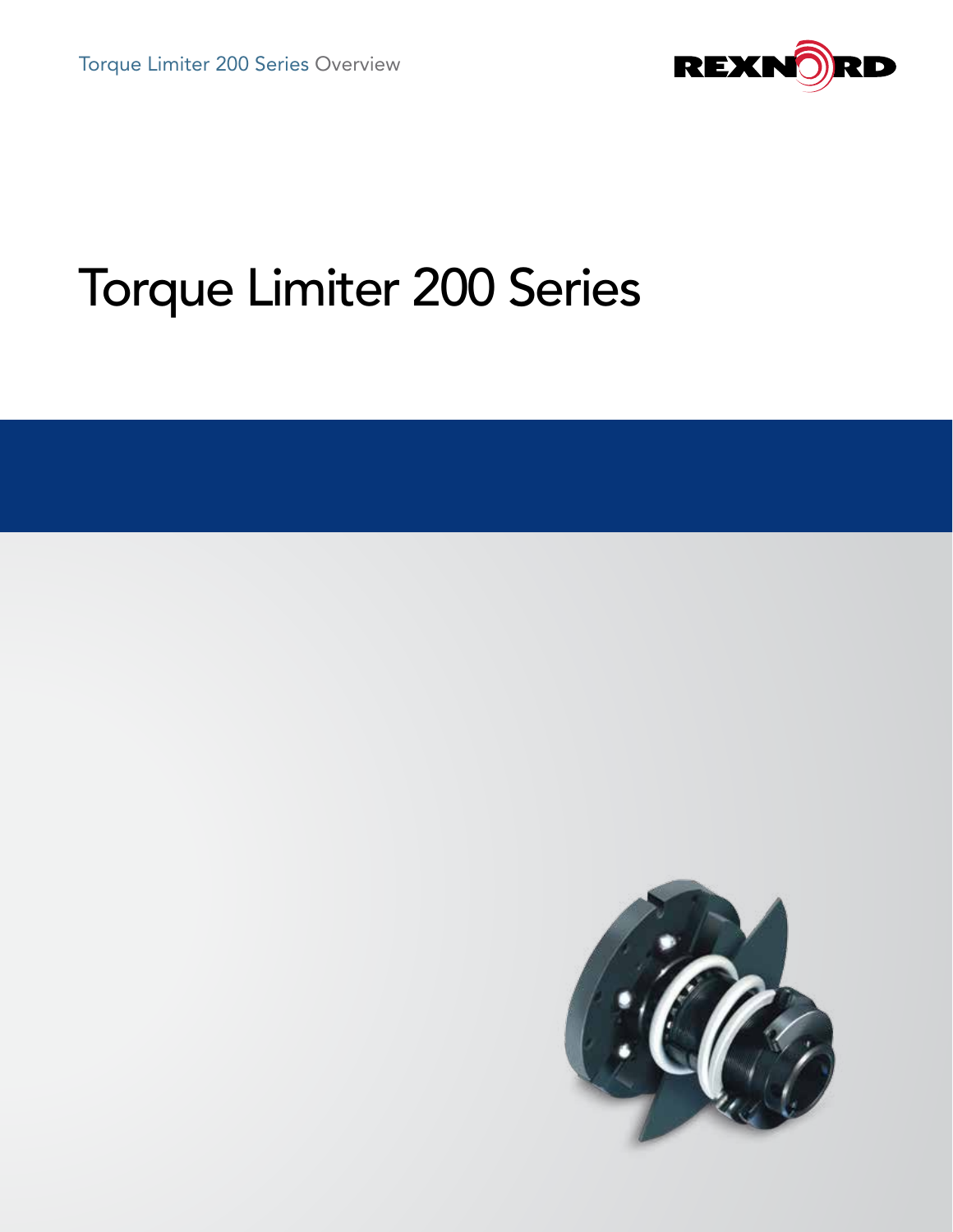# Torque Limiter 200 Series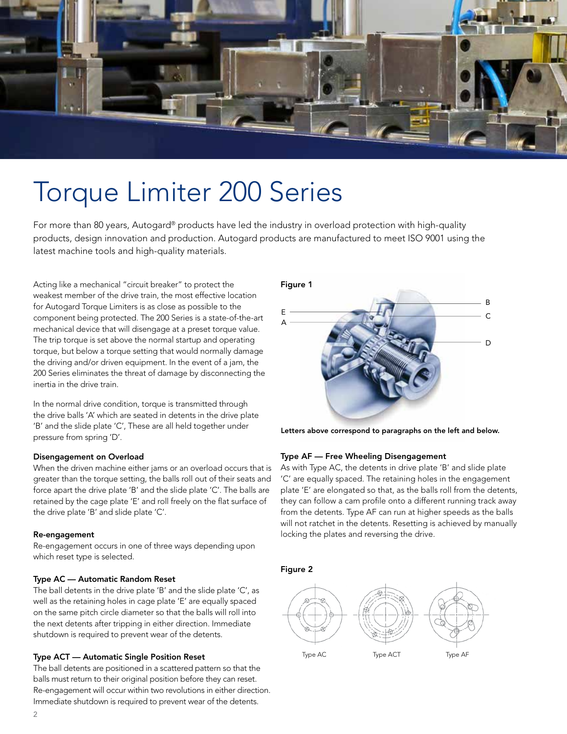# Torque Limiter 200 Series

For more than 80 years, Autogard® products have led the industry in overload protection with high-quality products, design innovation and production. Autogard products are manufactured to meet ISO 9001 using the latest machine tools and high-quality materials.

Acting like a mechanical "circuit breaker" to protect the weakest member of the drive train, the most effective location for Autogard Torque Limiters is as close as possible to the component being protected. The 200 Series is a state-of-the-art mechanical device that will disengage at a preset torque value. The trip torque is set above the normal startup and operating torque, but below a torque setting that would normally damage the driving and/or driven equipment. In the event of a jam, the 200 Series eliminates the threat of damage by disconnecting the inertia in the drive train.

In the normal drive condition, torque is transmitted through the drive balls 'A' which are seated in detents in the drive plate 'B' and the slide plate 'C', These are all held together under pressure from spring 'D'.

**Figure 1**

E, A, B, C, D

**Letters above correspond to paragraphs on the left and below.**

### Disengagement on Overload

When the driven machine either jams or an overload occurs that is greater than the torque setting, the balls roll out of their seats and force apart the drive plate 'B' and the slide plate 'C'. The balls are retained by the cage plate 'E' and roll freely on the flat surface of the drive plate 'B' and slide plate 'C'.

### Re-engagement

Re-engagement occurs in one of three ways depending upon which reset type is selected.

### Type AC — Automatic Random Reset

The ball detents in the drive plate 'B' and the slide plate 'C', as well as the retaining holes in cage plate 'E' are equally spaced on the same pitch circle diameter so that the balls will roll into the next detents after tripping in either direction. Immediate shutdown is required to prevent wear of the detents.

### Type ACT — Automatic Single Position Reset

The ball detents are positioned in a scattered pattern so that the balls must return to their original position before they can reset. Re-engagement will occur within two revolutions in either direction. Immediate shutdown is required to prevent wear of the detents.

### Type AF — Free Wheeling Disengagement

As with Type AC, the detents in drive plate 'B' and slide plate 'C' are equally spaced. The retaining holes in the engagement plate 'E' are elongated so that, as the balls roll from the detents, they can follow a cam profile onto a different running track away from the detents. Type AF can run at higher speeds as the balls will not ratchet in the detents. Resetting is achieved by manually locking the plates and reversing the drive.

**Figure 2**

Type AC    Type ACT    Type AF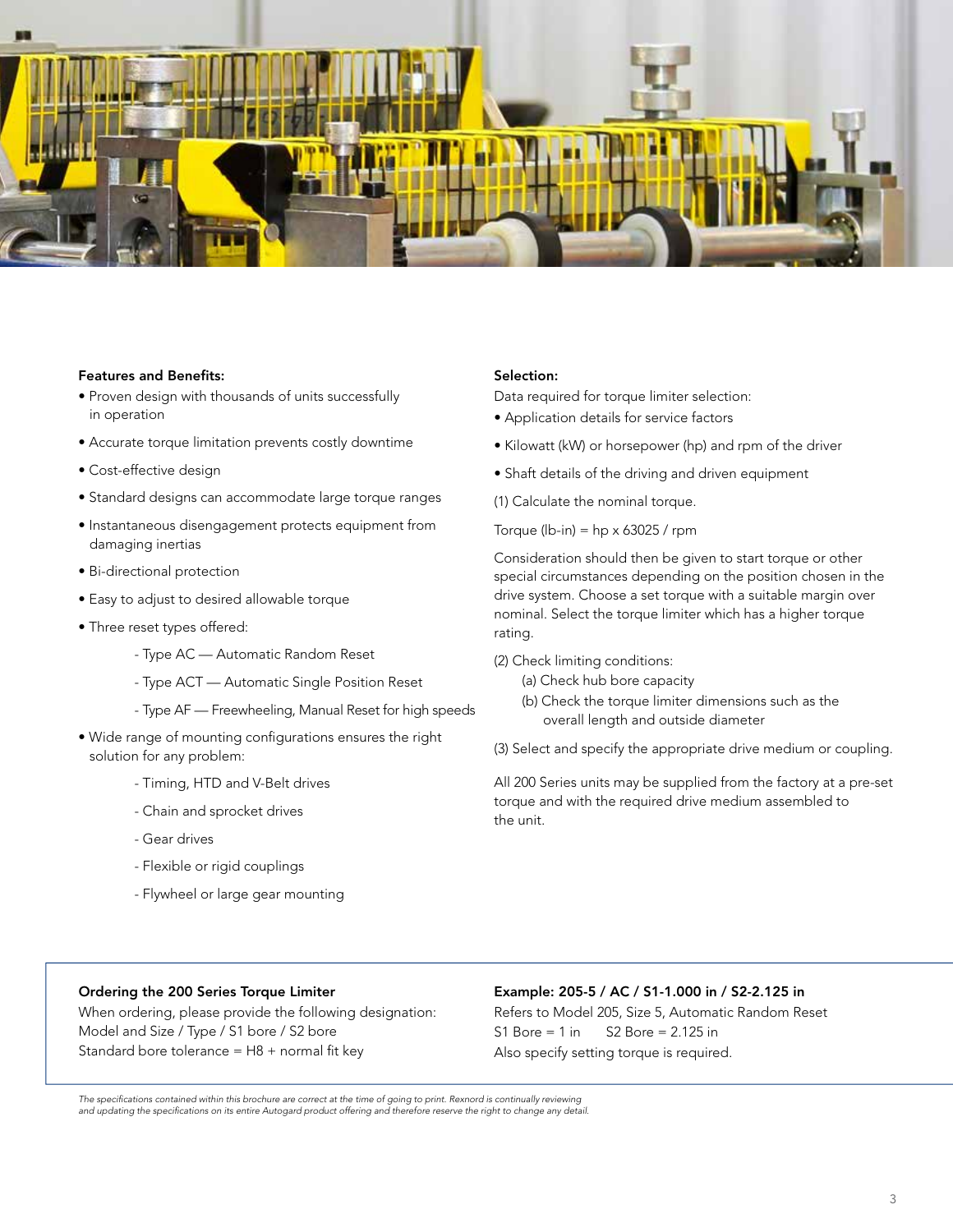**Features and Benefits:**

- Proven design with thousands of units successfully in operation
- Accurate torque limitation prevents costly downtime
- Cost-effective design
- Standard designs can accommodate large torque ranges
- Instantaneous disengagement protects equipment from damaging inertias
- Bi-directional protection
- Easy to adjust to desired allowable torque
- Three reset types offered:
  - Type AC — Automatic Random Reset
  - Type ACT — Automatic Single Position Reset
  - Type AF — Freewheeling, Manual Reset for high speeds
- Wide range of mounting configurations ensures the right solution for any problem:
  - Timing, HTD and V-Belt drives
  - Chain and sprocket drives
  - Gear drives
  - Flexible or rigid couplings
  - Flywheel or large gear mounting

**Selection:**

Data required for torque limiter selection:

- Application details for service factors
- Kilowatt (kW) or horsepower (hp) and rpm of the driver
- Shaft details of the driving and driven equipment

(1) Calculate the nominal torque.

Torque (lb-in) = hp x 63025 / rpm

Consideration should then be given to start torque or other special circumstances depending on the position chosen in the drive system. Choose a set torque with a suitable margin over nominal. Select the torque limiter which has a higher torque rating.

(2) Check limiting conditions:

(a) Check hub bore capacity

(b) Check the torque limiter dimensions such as the overall length and outside diameter

(3) Select and specify the appropriate drive medium or coupling.

All 200 Series units may be supplied from the factory at a pre-set torque and with the required drive medium assembled to the unit.

**Ordering the 200 Series Torque Limiter**

When ordering, please provide the following designation:
Model and Size / Type / S1 bore / S2 bore
Standard bore tolerance = H8 + normal fit key

**Example: 205-5 / AC / S1-1.000 in / S2-2.125 in**

Refers to Model 205, Size 5, Automatic Random Reset
S1 Bore = 1 in S2 Bore = 2.125 in
Also specify setting torque is required.

*The specifications contained within this brochure are correct at the time of going to print. Rexnord is continually reviewing and updating the specifications on its entire Autogard product offering and therefore reserve the right to change any detail.*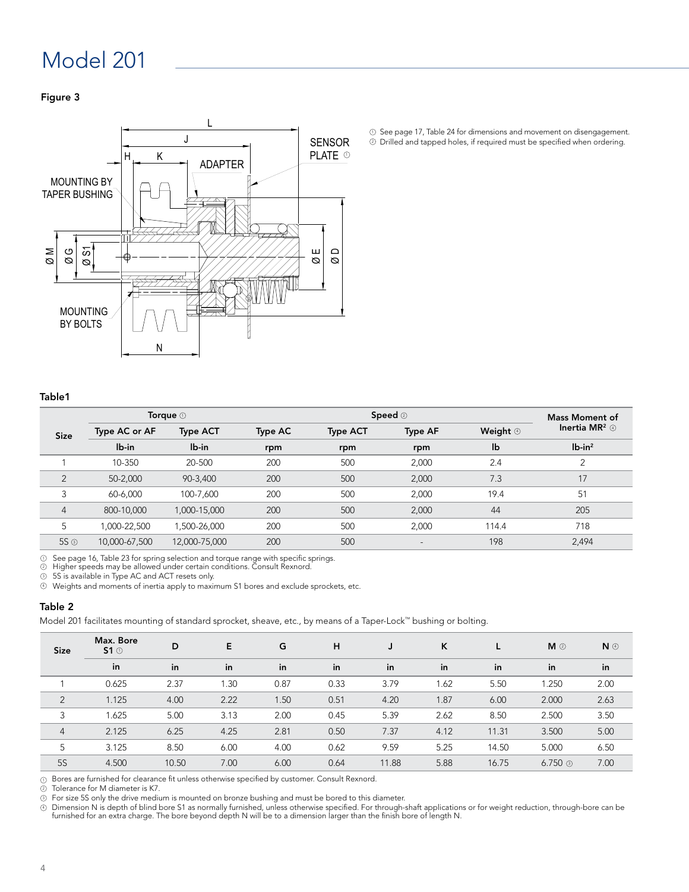# Model 201

**Figure 3**

① See page 17, Table 24 for dimensions and movement on disengagement.
② Drilled and tapped holes, if required must be specified when ordering.

**Table1**

| Size | Torque ① | | Speed ② | | | Weight ④ | Mass Moment of Inertia MR² ④ |
|---|---|---|---|---|---|---|---|
| | Type AC or AF | Type ACT | Type AC | Type ACT | Type AF | | |
| | lb-in | lb-in | rpm | rpm | rpm | lb | lb-in² |
| 1 | 10-350 | 20-500 | 200 | 500 | 2,000 | 2.4 | 2 |
| 2 | 50-2,000 | 90-3,400 | 200 | 500 | 2,000 | 7.3 | 17 |
| 3 | 60-6,000 | 100-7,600 | 200 | 500 | 2,000 | 19.4 | 51 |
| 4 | 800-10,000 | 1,000-15,000 | 200 | 500 | 2,000 | 44 | 205 |
| 5 | 1,000-22,500 | 1,500-26,000 | 200 | 500 | 2,000 | 114.4 | 718 |
| 5S ③ | 10,000-67,500 | 12,000-75,000 | 200 | 500 | - | 198 | 2,494 |

① See page 16, Table 23 for spring selection and torque range with specific springs.
② Higher speeds may be allowed under certain conditions. Consult Rexnord.
③ 5S is available in Type AC and ACT resets only.
④ Weights and moments of inertia apply to maximum S1 bores and exclude sprockets, etc.

**Table 2**

Model 201 facilitates mounting of standard sprocket, sheave, etc., by means of a Taper-Lock™ bushing or bolting.

| Size | Max. Bore S1 ① | D | E | G | H | J | K | L | M ② | N ④ |
|---|---|---|---|---|---|---|---|---|---|---|
| | in | in | in | in | in | in | in | in | in | in |
| 1 | 0.625 | 2.37 | 1.30 | 0.87 | 0.33 | 3.79 | 1.62 | 5.50 | 1.250 | 2.00 |
| 2 | 1.125 | 4.00 | 2.22 | 1.50 | 0.51 | 4.20 | 1.87 | 6.00 | 2.000 | 2.63 |
| 3 | 1.625 | 5.00 | 3.13 | 2.00 | 0.45 | 5.39 | 2.62 | 8.50 | 2.500 | 3.50 |
| 4 | 2.125 | 6.25 | 4.25 | 2.81 | 0.50 | 7.37 | 4.12 | 11.31 | 3.500 | 5.00 |
| 5 | 3.125 | 8.50 | 6.00 | 4.00 | 0.62 | 9.59 | 5.25 | 14.50 | 5.000 | 6.50 |
| 5S | 4.500 | 10.50 | 7.00 | 6.00 | 0.64 | 11.88 | 5.88 | 16.75 | 6.750 ③ | 7.00 |

① Bores are furnished for clearance fit unless otherwise specified by customer. Consult Rexnord.
② Tolerance for M diameter is K7.
③ For size 5S only the drive medium is mounted on bronze bushing and must be bored to this diameter.
④ Dimension N is depth of blind bore S1 as normally furnished, unless otherwise specified. For through-shaft applications or for weight reduction, through-bore can be furnished for an extra charge. The bore beyond depth N will be to a dimension larger than the finish bore of length N.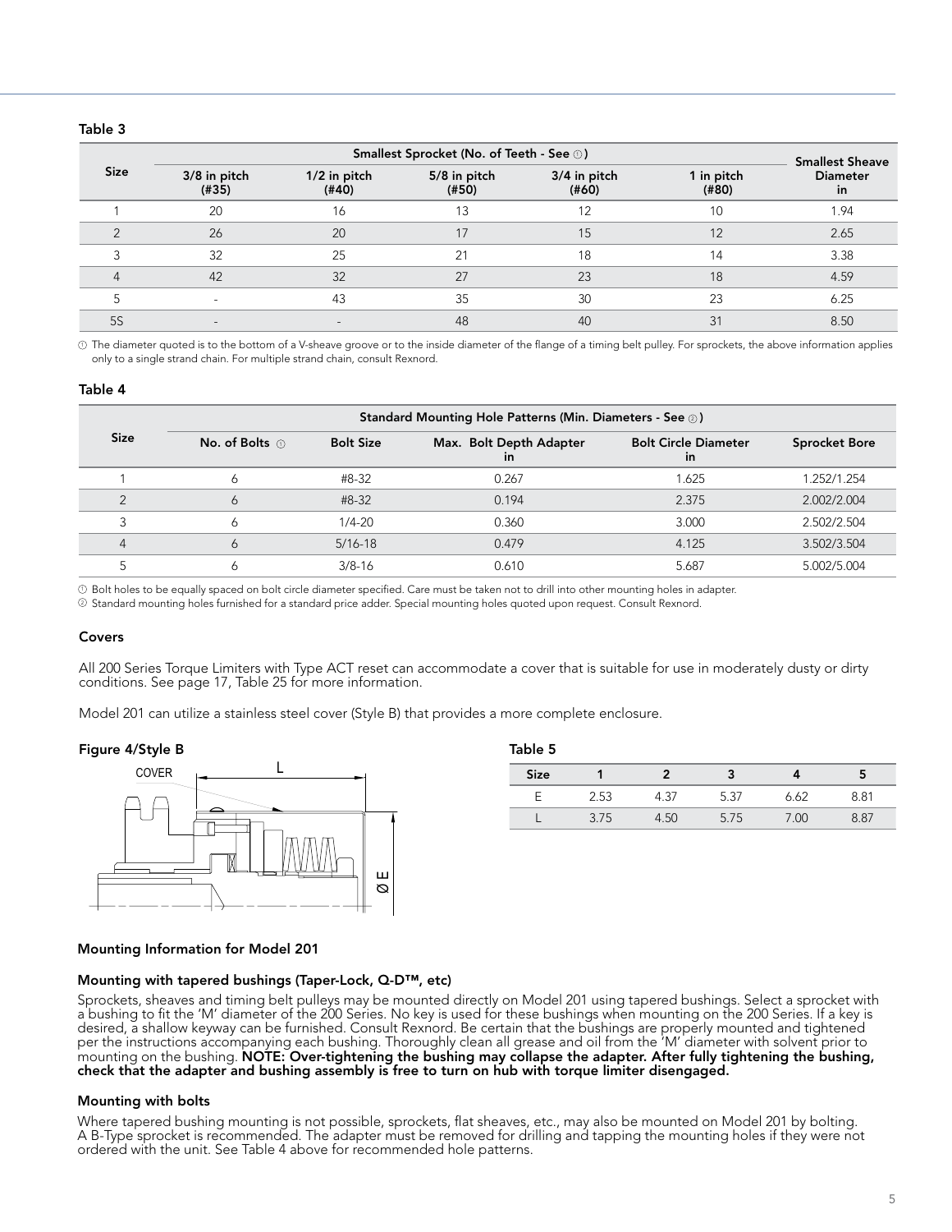**Table 3**

| Size | Smallest Sprocket (No. of Teeth - See ①) | | | | | Smallest Sheave Diameter in |
|---|---|---|---|---|---|---|
| | 3/8 in pitch (#35) | 1/2 in pitch (#40) | 5/8 in pitch (#50) | 3/4 in pitch (#60) | 1 in pitch (#80) | |
| 1 | 20 | 16 | 13 | 12 | 10 | 1.94 |
| 2 | 26 | 20 | 17 | 15 | 12 | 2.65 |
| 3 | 32 | 25 | 21 | 18 | 14 | 3.38 |
| 4 | 42 | 32 | 27 | 23 | 18 | 4.59 |
| 5 | - | 43 | 35 | 30 | 23 | 6.25 |
| 5S | - | - | 48 | 40 | 31 | 8.50 |

① The diameter quoted is to the bottom of a V-sheave groove or to the inside diameter of the flange of a timing belt pulley. For sprockets, the above information applies only to a single strand chain. For multiple strand chain, consult Rexnord.

**Table 4**

| Size | Standard Mounting Hole Patterns (Min. Diameters - See ②) | | | | |
|---|---|---|---|---|---|
| | No. of Bolts ① | Bolt Size | Max. Bolt Depth Adapter in | Bolt Circle Diameter in | Sprocket Bore |
| 1 | 6 | #8-32 | 0.267 | 1.625 | 1.252/1.254 |
| 2 | 6 | #8-32 | 0.194 | 2.375 | 2.002/2.004 |
| 3 | 6 | 1/4-20 | 0.360 | 3.000 | 2.502/2.504 |
| 4 | 6 | 5/16-18 | 0.479 | 4.125 | 3.502/3.504 |
| 5 | 6 | 3/8-16 | 0.610 | 5.687 | 5.002/5.004 |

① Bolt holes to be equally spaced on bolt circle diameter specified. Care must be taken not to drill into other mounting holes in adapter.
② Standard mounting holes furnished for a standard price adder. Special mounting holes quoted upon request. Consult Rexnord.

### Covers

All 200 Series Torque Limiters with Type ACT reset can accommodate a cover that is suitable for use in moderately dusty or dirty conditions. See page 17, Table 25 for more information.

Model 201 can utilize a stainless steel cover (Style B) that provides a more complete enclosure.

**Figure 4/Style B**

COVER L ØE

**Table 5**

| Size | 1 | 2 | 3 | 4 | 5 |
|---|---|---|---|---|---|
| E | 2.53 | 4.37 | 5.37 | 6.62 | 8.81 |
| L | 3.75 | 4.50 | 5.75 | 7.00 | 8.87 |

### Mounting Information for Model 201

#### Mounting with tapered bushings (Taper-Lock, Q-D™, etc)

Sprockets, sheaves and timing belt pulleys may be mounted directly on Model 201 using tapered bushings. Select a sprocket with a bushing to fit the 'M' diameter of the 200 Series. No key is used for these bushings when mounting on the 200 Series. If a key is desired, a shallow keyway can be furnished. Consult Rexnord. Be certain that the bushings are properly mounted and tightened per the instructions accompanying each bushing. Thoroughly clean all grease and oil from the 'M' diameter with solvent prior to mounting on the bushing. **NOTE: Over-tightening the bushing may collapse the adapter. After fully tightening the bushing, check that the adapter and bushing assembly is free to turn on hub with torque limiter disengaged.**

#### Mounting with bolts

Where tapered bushing mounting is not possible, sprockets, flat sheaves, etc., may also be mounted on Model 201 by bolting. A B-Type sprocket is recommended. The adapter must be removed for drilling and tapping the mounting holes if they were not ordered with the unit. See Table 4 above for recommended hole patterns.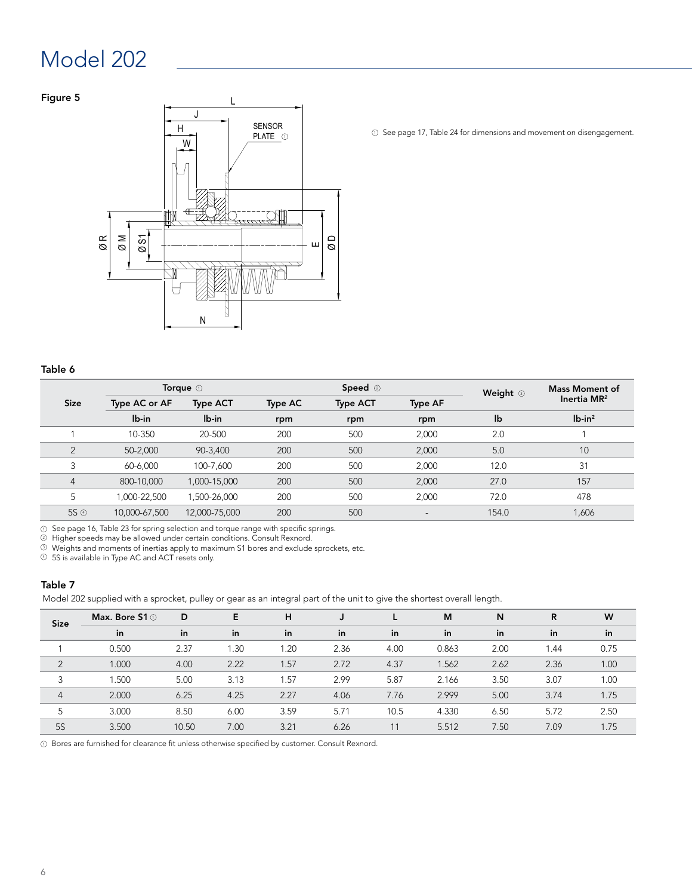# Model 202

**Figure 5**

① See page 17, Table 24 for dimensions and movement on disengagement.

**Table 6**

| Size | Torque ① | | Speed ② | | | Weight ③ | Mass Moment of Inertia $MR^2$ |
|---|---|---|---|---|---|---|---|
| | Type AC or AF | Type ACT | Type AC | Type ACT | Type AF | | |
| | lb-in | lb-in | rpm | rpm | rpm | lb | lb-in² |
| 1 | 10-350 | 20-500 | 200 | 500 | 2,000 | 2.0 | 1 |
| 2 | 50-2,000 | 90-3,400 | 200 | 500 | 2,000 | 5.0 | 10 |
| 3 | 60-6,000 | 100-7,600 | 200 | 500 | 2,000 | 12.0 | 31 |
| 4 | 800-10,000 | 1,000-15,000 | 200 | 500 | 2,000 | 27.0 | 157 |
| 5 | 1,000-22,500 | 1,500-26,000 | 200 | 500 | 2,000 | 72.0 | 478 |
| 5S ④ | 10,000-67,500 | 12,000-75,000 | 200 | 500 | - | 154.0 | 1,606 |

① See page 16, Table 23 for spring selection and torque range with specific springs.
② Higher speeds may be allowed under certain conditions. Consult Rexnord.
③ Weights and moments of inertias apply to maximum S1 bores and exclude sprockets, etc.
④ 5S is available in Type AC and ACT resets only.

**Table 7**

Model 202 supplied with a sprocket, pulley or gear as an integral part of the unit to give the shortest overall length.

| Size | Max. Bore S1 ① | D | E | H | J | L | M | N | R | W |
|---|---|---|---|---|---|---|---|---|---|---|
| | in | in | in | in | in | in | in | in | in | in |
| 1 | 0.500 | 2.37 | 1.30 | 1.20 | 2.36 | 4.00 | 0.863 | 2.00 | 1.44 | 0.75 |
| 2 | 1.000 | 4.00 | 2.22 | 1.57 | 2.72 | 4.37 | 1.562 | 2.62 | 2.36 | 1.00 |
| 3 | 1.500 | 5.00 | 3.13 | 1.57 | 2.99 | 5.87 | 2.166 | 3.50 | 3.07 | 1.00 |
| 4 | 2.000 | 6.25 | 4.25 | 2.27 | 4.06 | 7.76 | 2.999 | 5.00 | 3.74 | 1.75 |
| 5 | 3.000 | 8.50 | 6.00 | 3.59 | 5.71 | 10.5 | 4.330 | 6.50 | 5.72 | 2.50 |
| 5S | 3.500 | 10.50 | 7.00 | 3.21 | 6.26 | 11 | 5.512 | 7.50 | 7.09 | 1.75 |

① Bores are furnished for clearance fit unless otherwise specified by customer. Consult Rexnord.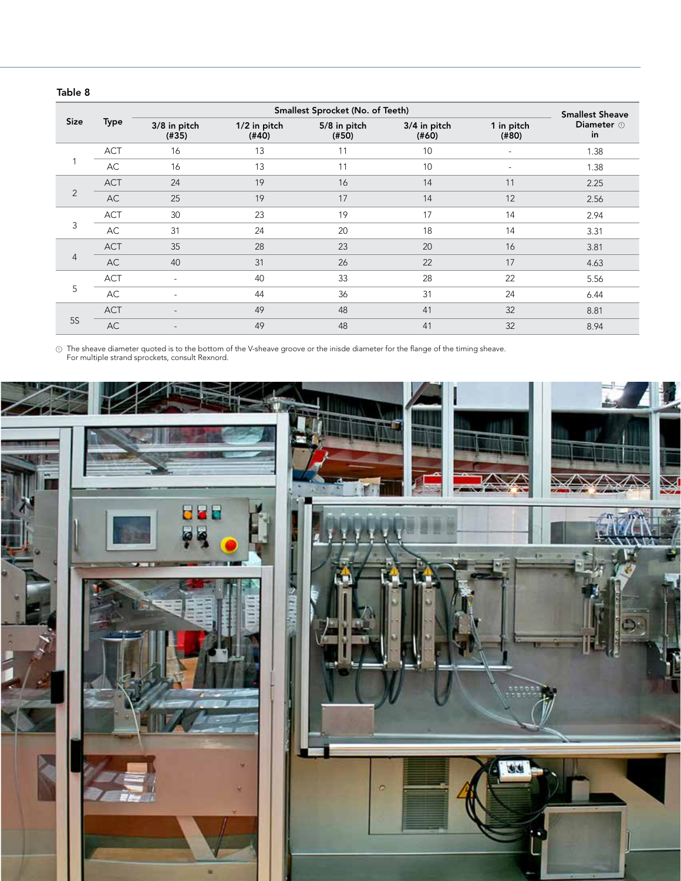**Table 8**

| Size | Type | Smallest Sprocket (No. of Teeth) | | | | | Smallest Sheave Diameter ① in |
|---|---|---|---|---|---|---|---|
| | | 3/8 in pitch (#35) | 1/2 in pitch (#40) | 5/8 in pitch (#50) | 3/4 in pitch (#60) | 1 in pitch (#80) | |
| 1 | ACT | 16 | 13 | 11 | 10 | - | 1.38 |
| | AC | 16 | 13 | 11 | 10 | - | 1.38 |
| 2 | ACT | 24 | 19 | 16 | 14 | 11 | 2.25 |
| | AC | 25 | 19 | 17 | 14 | 12 | 2.56 |
| 3 | ACT | 30 | 23 | 19 | 17 | 14 | 2.94 |
| | AC | 31 | 24 | 20 | 18 | 14 | 3.31 |
| 4 | ACT | 35 | 28 | 23 | 20 | 16 | 3.81 |
| | AC | 40 | 31 | 26 | 22 | 17 | 4.63 |
| 5 | ACT | - | 40 | 33 | 28 | 22 | 5.56 |
| | AC | - | 44 | 36 | 31 | 24 | 6.44 |
| 5S | ACT | - | 49 | 48 | 41 | 32 | 8.81 |
| | AC | - | 49 | 48 | 41 | 32 | 8.94 |

① The sheave diameter quoted is to the bottom of the V-sheave groove or the inisde diameter for the flange of the timing sheave.
For multiple strand sprockets, consult Rexnord.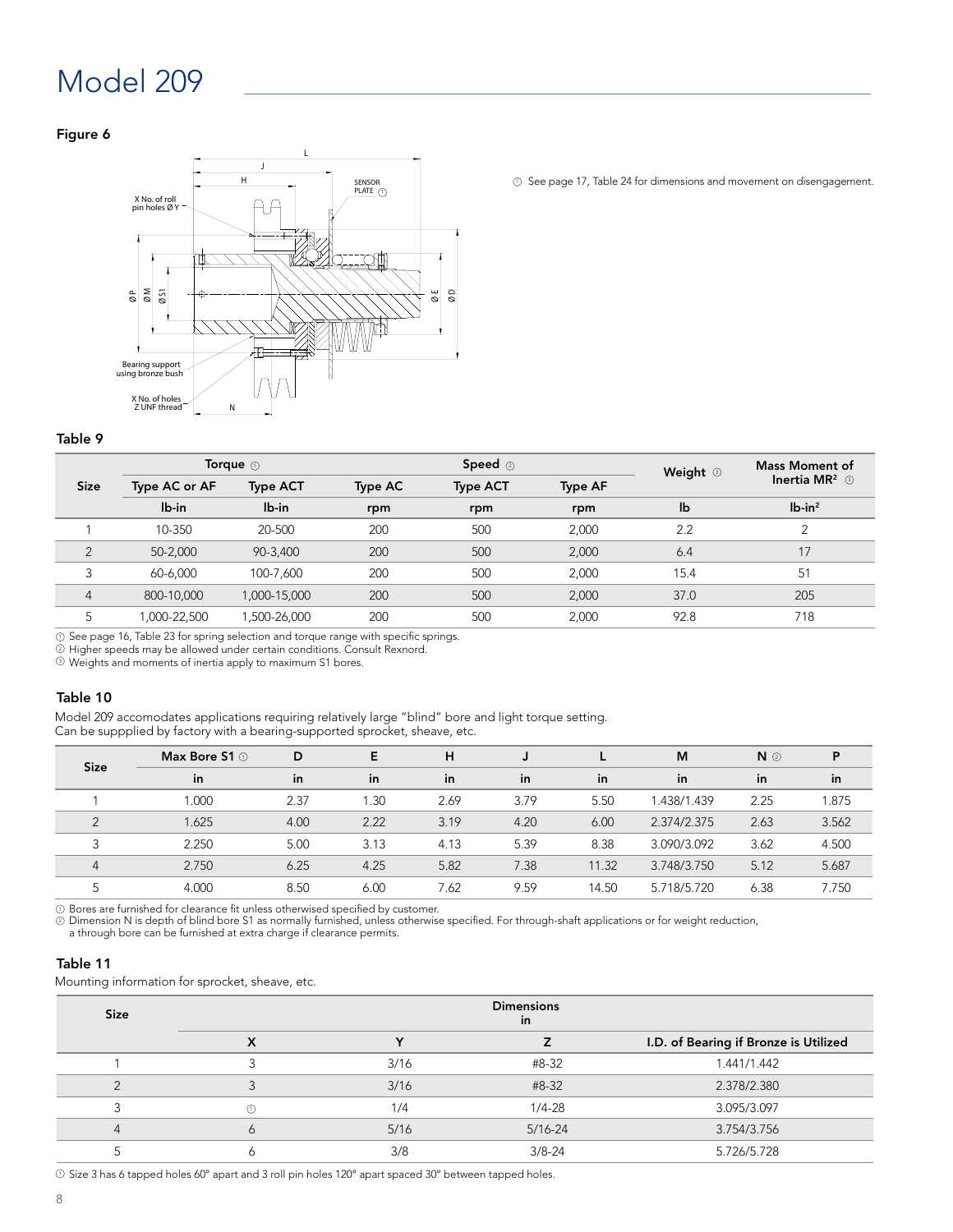# Model 209

**Figure 6**

① See page 17, Table 24 for dimensions and movement on disengagement.

**Table 9**

| Size | Torque ① | | Speed ② | | | Weight ③ | Mass Moment of Inertia MR² ③ |
|---|---|---|---|---|---|---|---|
| | Type AC or AF | Type ACT | Type AC | Type ACT | Type AF | | |
| | lb-in | lb-in | rpm | rpm | rpm | lb | lb-in² |
| 1 | 10-350 | 20-500 | 200 | 500 | 2,000 | 2.2 | 2 |
| 2 | 50-2,000 | 90-3,400 | 200 | 500 | 2,000 | 6.4 | 17 |
| 3 | 60-6,000 | 100-7,600 | 200 | 500 | 2,000 | 15.4 | 51 |
| 4 | 800-10,000 | 1,000-15,000 | 200 | 500 | 2,000 | 37.0 | 205 |
| 5 | 1,000-22,500 | 1,500-26,000 | 200 | 500 | 2,000 | 92.8 | 718 |

① See page 16, Table 23 for spring selection and torque range with specific springs.
② Higher speeds may be allowed under certain conditions. Consult Rexnord.
③ Weights and moments of inertia apply to maximum S1 bores.

**Table 10**

Model 209 accomodates applications requiring relatively large "blind" bore and light torque setting.
Can be suppplied by factory with a bearing-supported sprocket, sheave, etc.

| Size | Max Bore S1 ① | D | E | H | J | L | M | N ② | P |
|---|---|---|---|---|---|---|---|---|---|
| | in | in | in | in | in | in | in | in | in |
| 1 | 1.000 | 2.37 | 1.30 | 2.69 | 3.79 | 5.50 | 1.438/1.439 | 2.25 | 1.875 |
| 2 | 1.625 | 4.00 | 2.22 | 3.19 | 4.20 | 6.00 | 2.374/2.375 | 2.63 | 3.562 |
| 3 | 2.250 | 5.00 | 3.13 | 4.13 | 5.39 | 8.38 | 3.090/3.092 | 3.62 | 4.500 |
| 4 | 2.750 | 6.25 | 4.25 | 5.82 | 7.38 | 11.32 | 3.748/3.750 | 5.12 | 5.687 |
| 5 | 4.000 | 8.50 | 6.00 | 7.62 | 9.59 | 14.50 | 5.718/5.720 | 6.38 | 7.750 |

① Bores are furnished for clearance fit unless otherwised specified by customer.
② Dimension N is depth of blind bore S1 as normally furnished, unless otherwise specified. For through-shaft applications or for weight reduction, a through bore can be furnished at extra charge if clearance permits.

**Table 11**

Mounting information for sprocket, sheave, etc.

| Size | Dimensions in | | | |
|---|---|---|---|---|
| | X | Y | Z | I.D. of Bearing if Bronze is Utilized |
| 1 | 3 | 3/16 | #8-32 | 1.441/1.442 |
| 2 | 3 | 3/16 | #8-32 | 2.378/2.380 |
| 3 | ① | 1/4 | 1/4-28 | 3.095/3.097 |
| 4 | 6 | 5/16 | 5/16-24 | 3.754/3.756 |
| 5 | 6 | 3/8 | 3/8-24 | 5.726/5.728 |

① Size 3 has 6 tapped holes 60° apart and 3 roll pin holes 120° apart spaced 30° between tapped holes.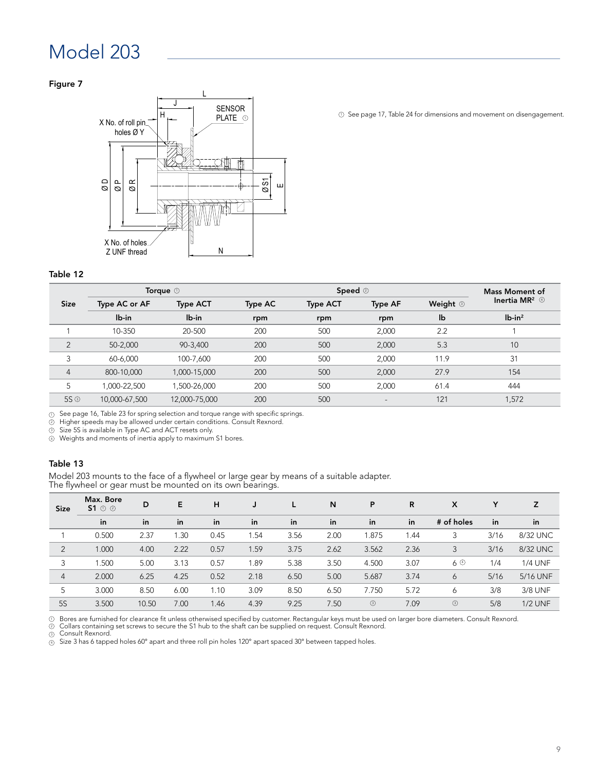# Model 203

**Figure 7**

① See page 17, Table 24 for dimensions and movement on disengagement.

**Table 12**

| Size | Torque ① | | Speed ② | | | Weight ③ | Mass Moment of Inertia MR² ④ |
|---|---|---|---|---|---|---|---|
| | Type AC or AF | Type ACT | Type AC | Type ACT | Type AF | | |
| | lb-in | lb-in | rpm | rpm | rpm | lb | lb-in² |
| 1 | 10-350 | 20-500 | 200 | 500 | 2,000 | 2.2 | 1 |
| 2 | 50-2,000 | 90-3,400 | 200 | 500 | 2,000 | 5.3 | 10 |
| 3 | 60-6,000 | 100-7,600 | 200 | 500 | 2,000 | 11.9 | 31 |
| 4 | 800-10,000 | 1,000-15,000 | 200 | 500 | 2,000 | 27.9 | 154 |
| 5 | 1,000-22,500 | 1,500-26,000 | 200 | 500 | 2,000 | 61.4 | 444 |
| 5S ③ | 10,000-67,500 | 12,000-75,000 | 200 | 500 | - | 121 | 1,572 |

① See page 16, Table 23 for spring selection and torque range with specific springs.
② Higher speeds may be allowed under certain conditions. Consult Rexnord.
③ Size 5S is available in Type AC and ACT resets only.
④ Weights and moments of inertia apply to maximum S1 bores.

**Table 13**

Model 203 mounts to the face of a flywheel or large gear by means of a suitable adapter.
The flywheel or gear must be mounted on its own bearings.

| Size | Max. Bore S1 ① ② | D | E | H | J | L | N | P | R | X | Y | Z |
|---|---|---|---|---|---|---|---|---|---|---|---|---|
| | in | in | in | in | in | in | in | in | in | # of holes | in | in |
| 1 | 0.500 | 2.37 | 1.30 | 0.45 | 1.54 | 3.56 | 2.00 | 1.875 | 1.44 | 3 | 3/16 | 8/32 UNC |
| 2 | 1.000 | 4.00 | 2.22 | 0.57 | 1.59 | 3.75 | 2.62 | 3.562 | 2.36 | 3 | 3/16 | 8/32 UNC |
| 3 | 1.500 | 5.00 | 3.13 | 0.57 | 1.89 | 5.38 | 3.50 | 4.500 | 3.07 | 6 ④ | 1/4 | 1/4 UNF |
| 4 | 2.000 | 6.25 | 4.25 | 0.52 | 2.18 | 6.50 | 5.00 | 5.687 | 3.74 | 6 | 5/16 | 5/16 UNF |
| 5 | 3.000 | 8.50 | 6.00 | 1.10 | 3.09 | 8.50 | 6.50 | 7.750 | 5.72 | 6 | 3/8 | 3/8 UNF |
| 5S | 3.500 | 10.50 | 7.00 | 1.46 | 4.39 | 9.25 | 7.50 | ③ | 7.09 | ③ | 5/8 | 1/2 UNF |

① Bores are furnished for clearance fit unless otherwised specified by customer. Rectangular keys must be used on larger bore diameters. Consult Rexnord.
② Collars containing set screws to secure the S1 hub to the shaft can be supplied on request. Consult Rexnord.
③ Consult Rexnord.
④ Size 3 has 6 tapped holes 60° apart and three roll pin holes 120° apart spaced 30° between tapped holes.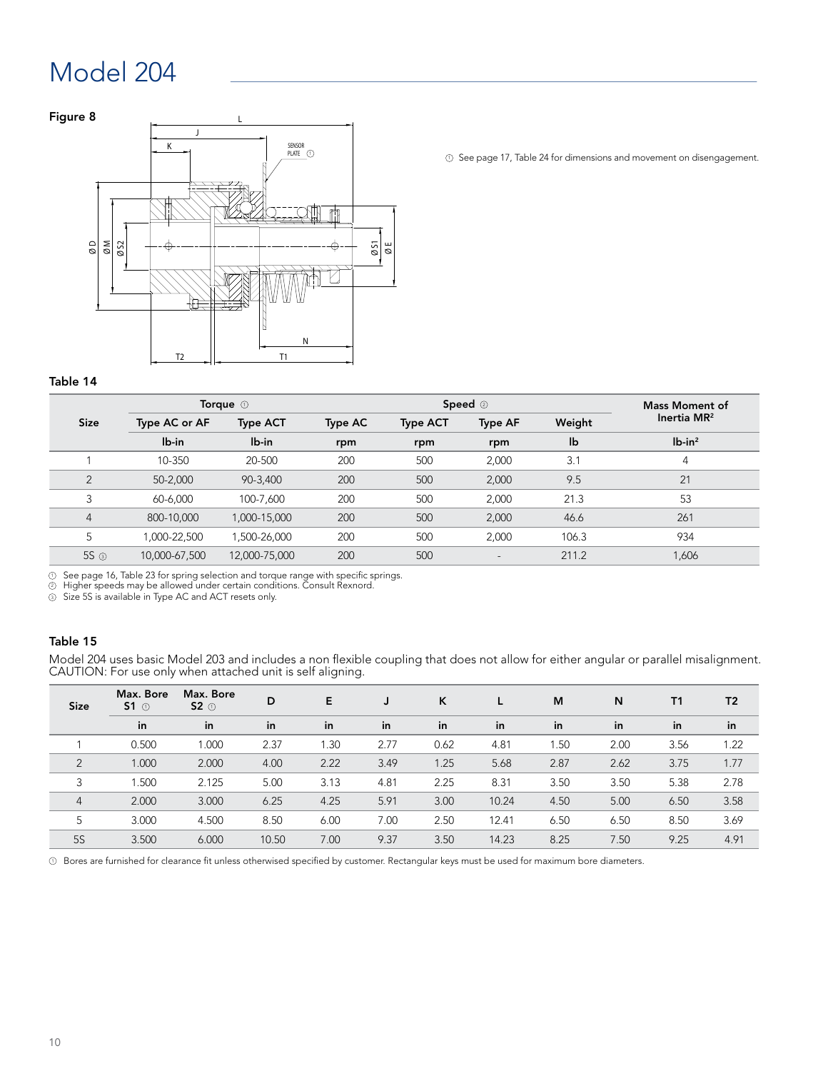# Model 204

**Figure 8**

① See page 17, Table 24 for dimensions and movement on disengagement.

**Table 14**

| Size | Torque ① | | Speed ② | | | Weight | Mass Moment of Inertia $MR^2$ |
|---|---|---|---|---|---|---|---|
| | Type AC or AF | Type ACT | Type AC | Type ACT | Type AF | | |
| | lb-in | lb-in | rpm | rpm | rpm | lb | lb-in² |
| 1 | 10-350 | 20-500 | 200 | 500 | 2,000 | 3.1 | 4 |
| 2 | 50-2,000 | 90-3,400 | 200 | 500 | 2,000 | 9.5 | 21 |
| 3 | 60-6,000 | 100-7,600 | 200 | 500 | 2,000 | 21.3 | 53 |
| 4 | 800-10,000 | 1,000-15,000 | 200 | 500 | 2,000 | 46.6 | 261 |
| 5 | 1,000-22,500 | 1,500-26,000 | 200 | 500 | 2,000 | 106.3 | 934 |
| 5S ③ | 10,000-67,500 | 12,000-75,000 | 200 | 500 | - | 211.2 | 1,606 |

① See page 16, Table 23 for spring selection and torque range with specific springs.
② Higher speeds may be allowed under certain conditions. Consult Rexnord.
③ Size 5S is available in Type AC and ACT resets only.

**Table 15**

Model 204 uses basic Model 203 and includes a non flexible coupling that does not allow for either angular or parallel misalignment. CAUTION: For use only when attached unit is self aligning.

| Size | Max. Bore S1 ① | Max. Bore S2 ① | D | E | J | K | L | M | N | T1 | T2 |
|---|---|---|---|---|---|---|---|---|---|---|---|
| | in | in | in | in | in | in | in | in | in | in | in |
| 1 | 0.500 | 1.000 | 2.37 | 1.30 | 2.77 | 0.62 | 4.81 | 1.50 | 2.00 | 3.56 | 1.22 |
| 2 | 1.000 | 2.000 | 4.00 | 2.22 | 3.49 | 1.25 | 5.68 | 2.87 | 2.62 | 3.75 | 1.77 |
| 3 | 1.500 | 2.125 | 5.00 | 3.13 | 4.81 | 2.25 | 8.31 | 3.50 | 3.50 | 5.38 | 2.78 |
| 4 | 2.000 | 3.000 | 6.25 | 4.25 | 5.91 | 3.00 | 10.24 | 4.50 | 5.00 | 6.50 | 3.58 |
| 5 | 3.000 | 4.500 | 8.50 | 6.00 | 7.00 | 2.50 | 12.41 | 6.50 | 6.50 | 8.50 | 3.69 |
| 5S | 3.500 | 6.000 | 10.50 | 7.00 | 9.37 | 3.50 | 14.23 | 8.25 | 7.50 | 9.25 | 4.91 |

① Bores are furnished for clearance fit unless otherwised specified by customer. Rectangular keys must be used for maximum bore diameters.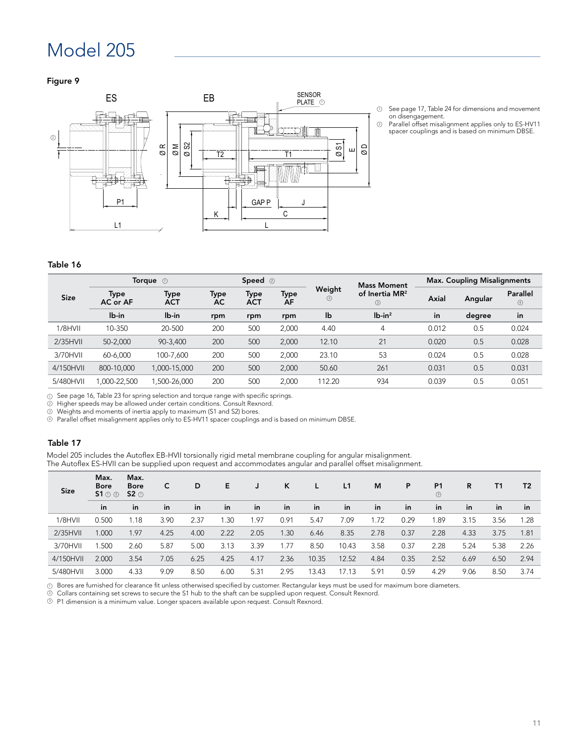# Model 205

**Figure 9**

① See page 17, Table 24 for dimensions and movement on disengagement.
② Parallel offset misalignment applies only to ES-HV11 spacer couplings and is based on minimum DBSE.

**Table 16**

| Size | Torque ① | | Speed ② | | | Weight ③ | Mass Moment of Inertia MR² ③ | Max. Coupling Misalignments | | |
|---|---|---|---|---|---|---|---|---|---|---|
| | Type AC or AF | Type ACT | Type AC | Type ACT | Type AF | | | Axial | Angular | Parallel ④ |
| | lb-in | lb-in | rpm | rpm | rpm | lb | lb-in² | in | degree | in |
| 1/8HVII | 10-350 | 20-500 | 200 | 500 | 2,000 | 4.40 | 4 | 0.012 | 0.5 | 0.024 |
| 2/35HVII | 50-2,000 | 90-3,400 | 200 | 500 | 2,000 | 12.10 | 21 | 0.020 | 0.5 | 0.028 |
| 3/70HVII | 60-6,000 | 100-7,600 | 200 | 500 | 2,000 | 23.10 | 53 | 0.024 | 0.5 | 0.028 |
| 4/150HVII | 800-10,000 | 1,000-15,000 | 200 | 500 | 2,000 | 50.60 | 261 | 0.031 | 0.5 | 0.031 |
| 5/480HVII | 1,000-22,500 | 1,500-26,000 | 200 | 500 | 2,000 | 112.20 | 934 | 0.039 | 0.5 | 0.051 |

① See page 16, Table 23 for spring selection and torque range with specific springs.
② Higher speeds may be allowed under certain conditions. Consult Rexnord.
③ Weights and moments of inertia apply to maximum (S1 and S2) bores.
④ Parallel offset misalignment applies only to ES-HV11 spacer couplings and is based on minimum DBSE.

**Table 17**

Model 205 includes the Autoflex EB-HVII torsionally rigid metal membrane coupling for angular misalignment.
The Autoflex ES-HVII can be supplied upon request and accommodates angular and parallel offset misalignment.

| Size | Max. Bore S1 ① ② | Max. Bore S2 ① | C | D | E | J | K | L | L1 | M | P | P1 ③ | R | T1 | T2 |
|---|---|---|---|---|---|---|---|---|---|---|---|---|---|---|---|
| | in | in | in | in | in | in | in | in | in | in | in | in | in | in | in |
| 1/8HVII | 0.500 | 1.18 | 3.90 | 2.37 | 1.30 | 1.97 | 0.91 | 5.47 | 7.09 | 1.72 | 0.29 | 1.89 | 3.15 | 3.56 | 1.28 |
| 2/35HVII | 1.000 | 1.97 | 4.25 | 4.00 | 2.22 | 2.05 | 1.30 | 6.46 | 8.35 | 2.78 | 0.37 | 2.28 | 4.33 | 3.75 | 1.81 |
| 3/70HVII | 1.500 | 2.60 | 5.87 | 5.00 | 3.13 | 3.39 | 1.77 | 8.50 | 10.43 | 3.58 | 0.37 | 2.28 | 5.24 | 5.38 | 2.26 |
| 4/150HVII | 2.000 | 3.54 | 7.05 | 6.25 | 4.25 | 4.17 | 2.36 | 10.35 | 12.52 | 4.84 | 0.35 | 2.52 | 6.69 | 6.50 | 2.94 |
| 5/480HVII | 3.000 | 4.33 | 9.09 | 8.50 | 6.00 | 5.31 | 2.95 | 13.43 | 17.13 | 5.91 | 0.59 | 4.29 | 9.06 | 8.50 | 3.74 |

① Bores are furnished for clearance fit unless otherwised specified by customer. Rectangular keys must be used for maximum bore diameters.
② Collars containing set screws to secure the S1 hub to the shaft can be supplied upon request. Consult Rexnord.
③ P1 dimension is a minimum value. Longer spacers available upon request. Consult Rexnord.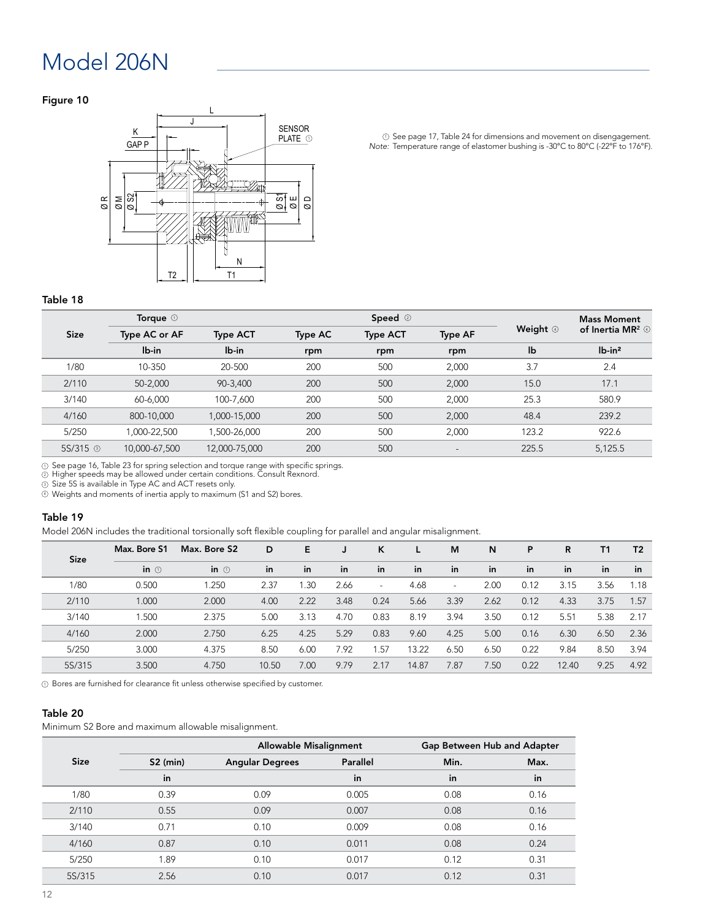# Model 206N

**Figure 10**

① See page 17, Table 24 for dimensions and movement on disengagement.
*Note:* Temperature range of elastomer bushing is -30°C to 80°C (-22°F to 176°F).

**Table 18**

| Size | Torque ① | | Speed ② | | | Weight ④ | Mass Moment of Inertia MR² ④ |
|---|---|---|---|---|---|---|---|
| | Type AC or AF | Type ACT | Type AC | Type ACT | Type AF | | |
| | lb-in | lb-in | rpm | rpm | rpm | lb | lb-in² |
| 1/80 | 10-350 | 20-500 | 200 | 500 | 2,000 | 3.7 | 2.4 |
| 2/110 | 50-2,000 | 90-3,400 | 200 | 500 | 2,000 | 15.0 | 17.1 |
| 3/140 | 60-6,000 | 100-7,600 | 200 | 500 | 2,000 | 25.3 | 580.9 |
| 4/160 | 800-10,000 | 1,000-15,000 | 200 | 500 | 2,000 | 48.4 | 239.2 |
| 5/250 | 1,000-22,500 | 1,500-26,000 | 200 | 500 | 2,000 | 123.2 | 922.6 |
| 5S/315 ③ | 10,000-67,500 | 12,000-75,000 | 200 | 500 | - | 225.5 | 5,125.5 |

① See page 16, Table 23 for spring selection and torque range with specific springs.
② Higher speeds may be allowed under certain conditions. Consult Rexnord.
③ Size 5S is available in Type AC and ACT resets only.
④ Weights and moments of inertia apply to maximum (S1 and S2) bores.

**Table 19**

Model 206N includes the traditional torsionally soft flexible coupling for parallel and angular misalignment.

| Size | Max. Bore S1 | Max. Bore S2 | D | E | J | K | L | M | N | P | R | T1 | T2 |
|---|---|---|---|---|---|---|---|---|---|---|---|---|---|
| | in ① | in ① | in | in | in | in | in | in | in | in | in | in | in |
| 1/80 | 0.500 | 1.250 | 2.37 | 1.30 | 2.66 | - | 4.68 | - | 2.00 | 0.12 | 3.15 | 3.56 | 1.18 |
| 2/110 | 1.000 | 2.000 | 4.00 | 2.22 | 3.48 | 0.24 | 5.66 | 3.39 | 2.62 | 0.12 | 4.33 | 3.75 | 1.57 |
| 3/140 | 1.500 | 2.375 | 5.00 | 3.13 | 4.70 | 0.83 | 8.19 | 3.94 | 3.50 | 0.12 | 5.51 | 5.38 | 2.17 |
| 4/160 | 2.000 | 2.750 | 6.25 | 4.25 | 5.29 | 0.83 | 9.60 | 4.25 | 5.00 | 0.16 | 6.30 | 6.50 | 2.36 |
| 5/250 | 3.000 | 4.375 | 8.50 | 6.00 | 7.92 | 1.57 | 13.22 | 6.50 | 6.50 | 0.22 | 9.84 | 8.50 | 3.94 |
| 5S/315 | 3.500 | 4.750 | 10.50 | 7.00 | 9.79 | 2.17 | 14.87 | 7.87 | 7.50 | 0.22 | 12.40 | 9.25 | 4.92 |

① Bores are furnished for clearance fit unless otherwise specified by customer.

**Table 20**

Minimum S2 Bore and maximum allowable misalignment.

| Size | S2 (min) | Allowable Misalignment | | Gap Between Hub and Adapter | |
|---|---|---|---|---|---|
| | | Angular Degrees | Parallel | Min. | Max. |
| | in | | in | in | in |
| 1/80 | 0.39 | 0.09 | 0.005 | 0.08 | 0.16 |
| 2/110 | 0.55 | 0.09 | 0.007 | 0.08 | 0.16 |
| 3/140 | 0.71 | 0.10 | 0.009 | 0.08 | 0.16 |
| 4/160 | 0.87 | 0.10 | 0.011 | 0.08 | 0.24 |
| 5/250 | 1.89 | 0.10 | 0.017 | 0.12 | 0.31 |
| 5S/315 | 2.56 | 0.10 | 0.017 | 0.12 | 0.31 |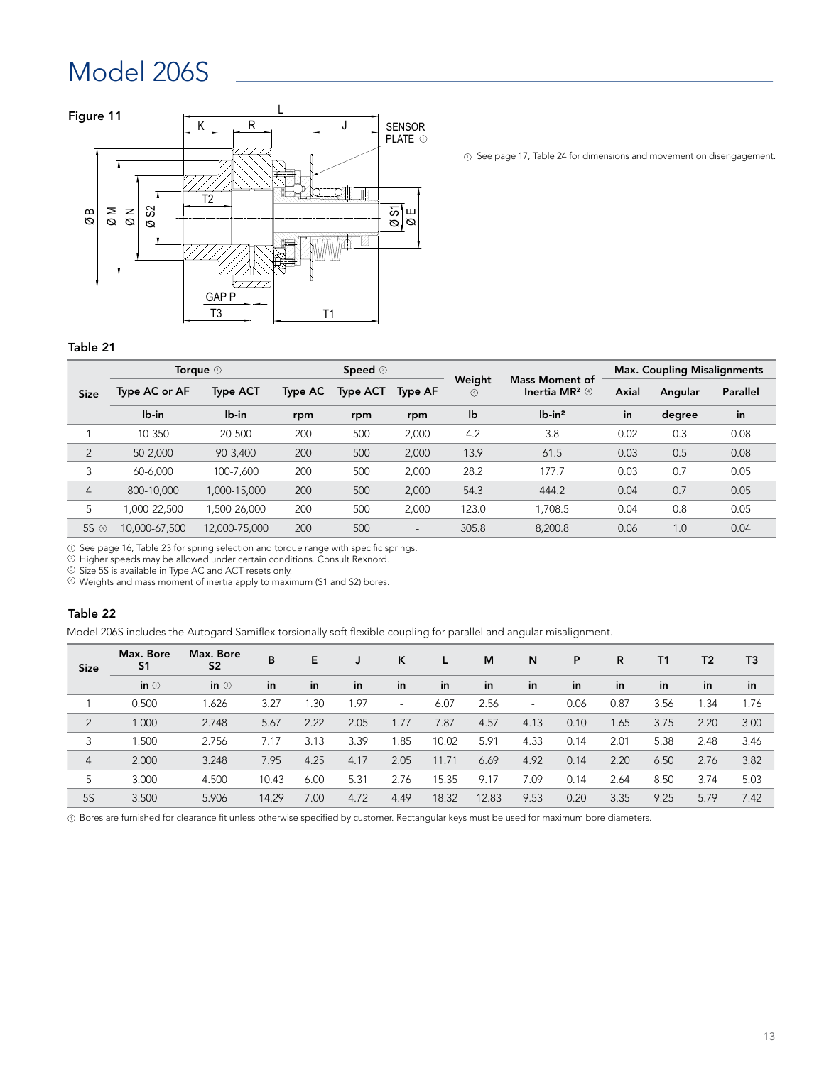# Model 206S

**Figure 11**

L, K, R, J, SENSOR PLATE ①, T2, ØB, ØM, ØN, ØS2, ØS1, ØE, GAP P, T3, T1

① See page 17, Table 24 for dimensions and movement on disengagement.

**Table 21**

| Size | Torque ① | | Speed ② | | | Weight ④ | Mass Moment of Inertia MR² ④ | Max. Coupling Misalignments | | |
|---|---|---|---|---|---|---|---|---|---|---|
| | Type AC or AF | Type ACT | Type AC | Type ACT | Type AF | | | Axial | Angular | Parallel |
| | lb-in | lb-in | rpm | rpm | rpm | lb | lb-in² | in | degree | in |
| 1 | 10-350 | 20-500 | 200 | 500 | 2,000 | 4.2 | 3.8 | 0.02 | 0.3 | 0.08 |
| 2 | 50-2,000 | 90-3,400 | 200 | 500 | 2,000 | 13.9 | 61.5 | 0.03 | 0.5 | 0.08 |
| 3 | 60-6,000 | 100-7,600 | 200 | 500 | 2,000 | 28.2 | 177.7 | 0.03 | 0.7 | 0.05 |
| 4 | 800-10,000 | 1,000-15,000 | 200 | 500 | 2,000 | 54.3 | 444.2 | 0.04 | 0.7 | 0.05 |
| 5 | 1,000-22,500 | 1,500-26,000 | 200 | 500 | 2,000 | 123.0 | 1,708.5 | 0.04 | 0.8 | 0.05 |
| 5S ③ | 10,000-67,500 | 12,000-75,000 | 200 | 500 | - | 305.8 | 8,200.8 | 0.06 | 1.0 | 0.04 |

① See page 16, Table 23 for spring selection and torque range with specific springs.
② Higher speeds may be allowed under certain conditions. Consult Rexnord.
③ Size 5S is available in Type AC and ACT resets only.
④ Weights and mass moment of inertia apply to maximum (S1 and S2) bores.

**Table 22**

Model 206S includes the Autogard Samiflex torsionally soft flexible coupling for parallel and angular misalignment.

| Size | Max. Bore S1 | Max. Bore S2 | B | E | J | K | L | M | N | P | R | T1 | T2 | T3 |
|---|---|---|---|---|---|---|---|---|---|---|---|---|---|---|
| | in ① | in ① | in | in | in | in | in | in | in | in | in | in | in | in |
| 1 | 0.500 | 1.626 | 3.27 | 1.30 | 1.97 | - | 6.07 | 2.56 | - | 0.06 | 0.87 | 3.56 | 1.34 | 1.76 |
| 2 | 1.000 | 2.748 | 5.67 | 2.22 | 2.05 | 1.77 | 7.87 | 4.57 | 4.13 | 0.10 | 1.65 | 3.75 | 2.20 | 3.00 |
| 3 | 1.500 | 2.756 | 7.17 | 3.13 | 3.39 | 1.85 | 10.02 | 5.91 | 4.33 | 0.14 | 2.01 | 5.38 | 2.48 | 3.46 |
| 4 | 2.000 | 3.248 | 7.95 | 4.25 | 4.17 | 2.05 | 11.71 | 6.69 | 4.92 | 0.14 | 2.20 | 6.50 | 2.76 | 3.82 |
| 5 | 3.000 | 4.500 | 10.43 | 6.00 | 5.31 | 2.76 | 15.35 | 9.17 | 7.09 | 0.14 | 2.64 | 8.50 | 3.74 | 5.03 |
| 5S | 3.500 | 5.906 | 14.29 | 7.00 | 4.72 | 4.49 | 18.32 | 12.83 | 9.53 | 0.20 | 3.35 | 9.25 | 5.79 | 7.42 |

① Bores are furnished for clearance fit unless otherwise specified by customer. Rectangular keys must be used for maximum bore diameters.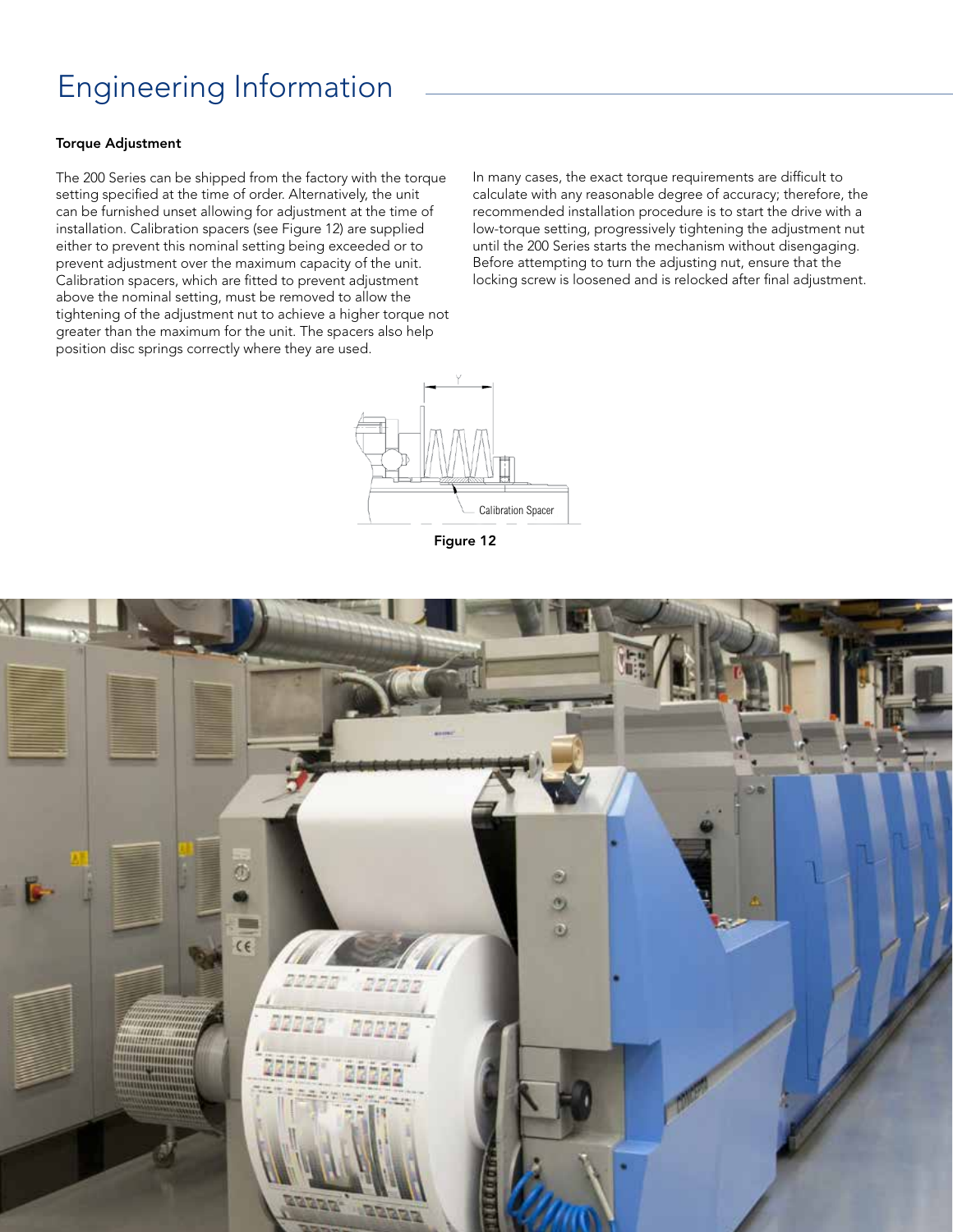# Engineering Information

**Torque Adjustment**

The 200 Series can be shipped from the factory with the torque setting specified at the time of order. Alternatively, the unit can be furnished unset allowing for adjustment at the time of installation. Calibration spacers (see Figure 12) are supplied either to prevent this nominal setting being exceeded or to prevent adjustment over the maximum capacity of the unit. Calibration spacers, which are fitted to prevent adjustment above the nominal setting, must be removed to allow the tightening of the adjustment nut to achieve a higher torque not greater than the maximum for the unit. The spacers also help position disc springs correctly where they are used.

In many cases, the exact torque requirements are difficult to calculate with any reasonable degree of accuracy; therefore, the recommended installation procedure is to start the drive with a low-torque setting, progressively tightening the adjustment nut until the 200 Series starts the mechanism without disengaging. Before attempting to turn the adjusting nut, ensure that the locking screw is loosened and is relocked after final adjustment.

Figure 12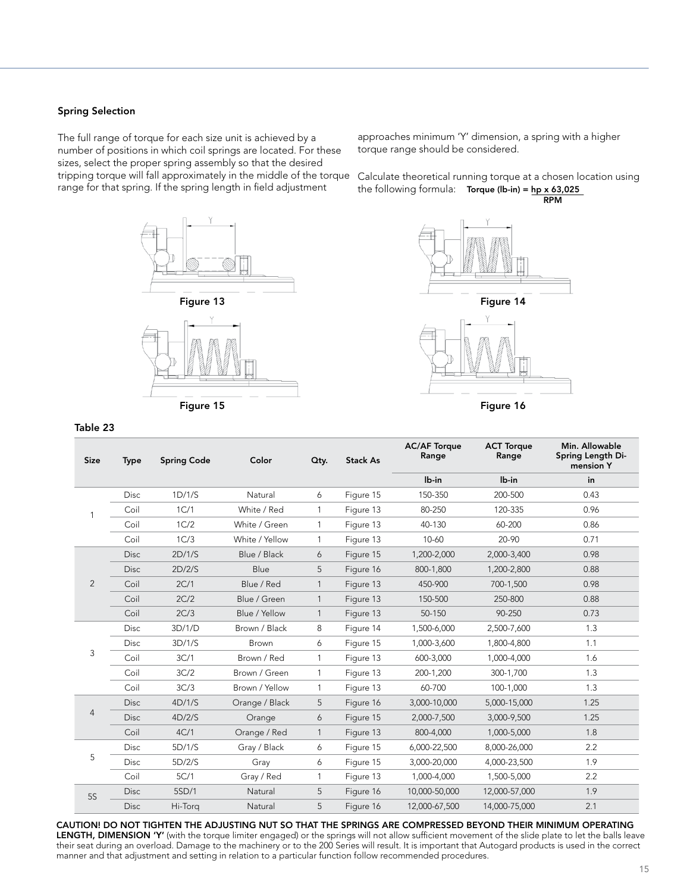### Spring Selection

The full range of torque for each size unit is achieved by a number of positions in which coil springs are located. For these sizes, select the proper spring assembly so that the desired tripping torque will fall approximately in the middle of the torque range for that spring. If the spring length in field adjustment approaches minimum 'Y' dimension, a spring with a higher torque range should be considered.

Calculate theoretical running torque at a chosen location using the following formula: **Torque (lb-in) =** $\frac{\text{hp} \times 63{,}025}{\text{RPM}}$

Figure 13

Figure 14

Figure 15

Figure 16

**Table 23**

| Size | Type | Spring Code | Color | Qty. | Stack As | AC/AF Torque Range | ACT Torque Range | Min. Allowable Spring Length Dimension Y |
|---|---|---|---|---|---|---|---|---|
| | | | | | | lb-in | lb-in | in |
| 1 | Disc | 1D/1/S | Natural | 6 | Figure 15 | 150-350 | 200-500 | 0.43 |
| | Coil | 1C/1 | White / Red | 1 | Figure 13 | 80-250 | 120-335 | 0.96 |
| | Coil | 1C/2 | White / Green | 1 | Figure 13 | 40-130 | 60-200 | 0.86 |
| | Coil | 1C/3 | White / Yellow | 1 | Figure 13 | 10-60 | 20-90 | 0.71 |
| 2 | Disc | 2D/1/S | Blue / Black | 6 | Figure 15 | 1,200-2,000 | 2,000-3,400 | 0.98 |
| | Disc | 2D/2/S | Blue | 5 | Figure 16 | 800-1,800 | 1,200-2,800 | 0.88 |
| | Coil | 2C/1 | Blue / Red | 1 | Figure 13 | 450-900 | 700-1,500 | 0.98 |
| | Coil | 2C/2 | Blue / Green | 1 | Figure 13 | 150-500 | 250-800 | 0.88 |
| | Coil | 2C/3 | Blue / Yellow | 1 | Figure 13 | 50-150 | 90-250 | 0.73 |
| 3 | Disc | 3D/1/D | Brown / Black | 8 | Figure 14 | 1,500-6,000 | 2,500-7,600 | 1.3 |
| | Disc | 3D/1/S | Brown | 6 | Figure 15 | 1,000-3,600 | 1,800-4,800 | 1.1 |
| | Coil | 3C/1 | Brown / Red | 1 | Figure 13 | 600-3,000 | 1,000-4,000 | 1.6 |
| | Coil | 3C/2 | Brown / Green | 1 | Figure 13 | 200-1,200 | 300-1,700 | 1.3 |
| | Coil | 3C/3 | Brown / Yellow | 1 | Figure 13 | 60-700 | 100-1,000 | 1.3 |
| 4 | Disc | 4D/1/S | Orange / Black | 5 | Figure 16 | 3,000-10,000 | 5,000-15,000 | 1.25 |
| | Disc | 4D/2/S | Orange | 6 | Figure 15 | 2,000-7,500 | 3,000-9,500 | 1.25 |
| | Coil | 4C/1 | Orange / Red | 1 | Figure 13 | 800-4,000 | 1,000-5,000 | 1.8 |
| 5 | Disc | 5D/1/S | Gray / Black | 6 | Figure 15 | 6,000-22,500 | 8,000-26,000 | 2.2 |
| | Disc | 5D/2/S | Gray | 6 | Figure 15 | 3,000-20,000 | 4,000-23,500 | 1.9 |
| | Coil | 5C/1 | Gray / Red | 1 | Figure 13 | 1,000-4,000 | 1,500-5,000 | 2.2 |
| 5S | Disc | 5SD/1 | Natural | 5 | Figure 16 | 10,000-50,000 | 12,000-57,000 | 1.9 |
| | Disc | Hi-Torq | Natural | 5 | Figure 16 | 12,000-67,500 | 14,000-75,000 | 2.1 |

**CAUTION! DO NOT TIGHTEN THE ADJUSTING NUT SO THAT THE SPRINGS ARE COMPRESSED BEYOND THEIR MINIMUM OPERATING LENGTH, DIMENSION 'Y'** (with the torque limiter engaged) or the springs will not allow sufficient movement of the slide plate to let the balls leave their seat during an overload. Damage to the machinery or to the 200 Series will result. It is important that Autogard products is used in the correct manner and that adjustment and setting in relation to a particular function follow recommended procedures.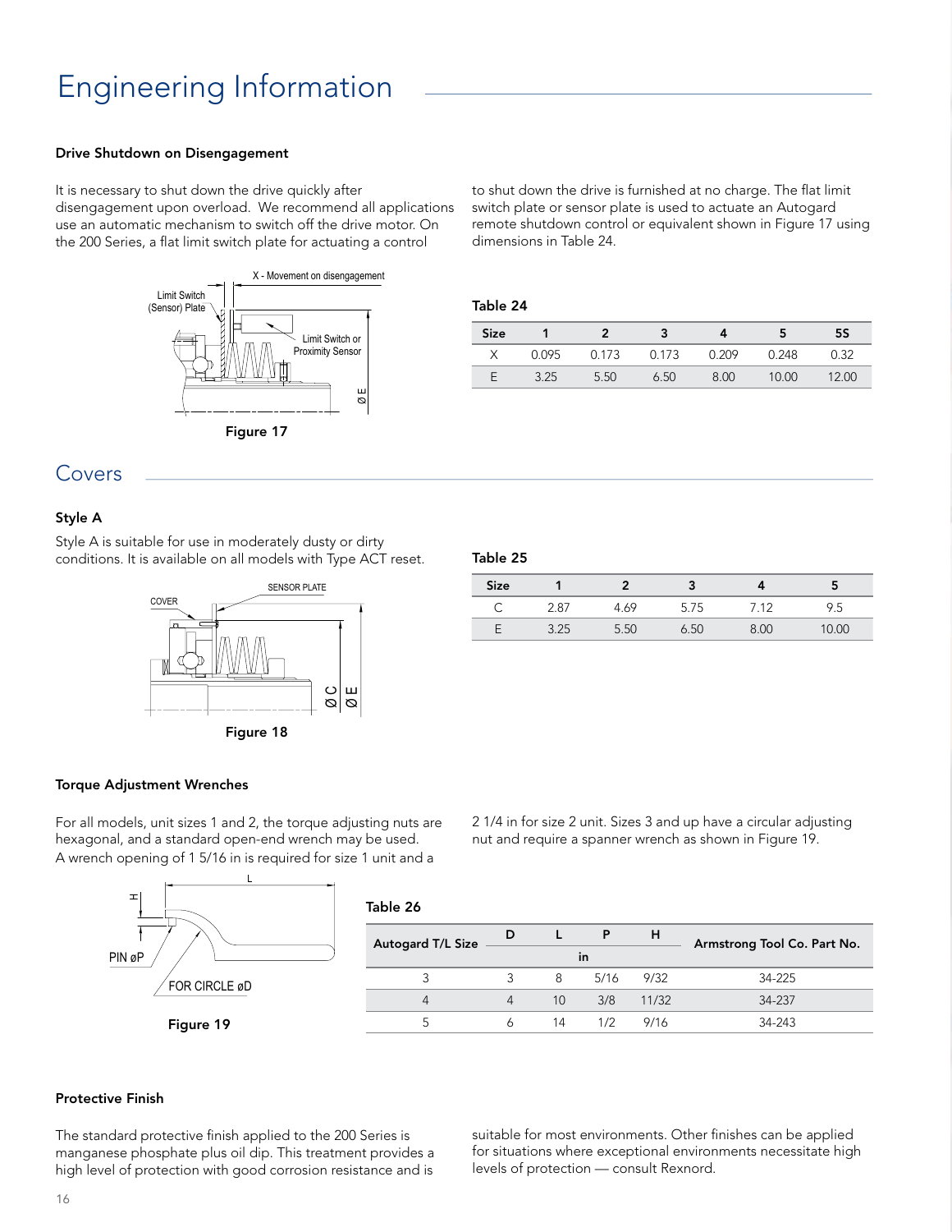# Engineering Information

### Drive Shutdown on Disengagement

It is necessary to shut down the drive quickly after disengagement upon overload. We recommend all applications use an automatic mechanism to switch off the drive motor. On the 200 Series, a flat limit switch plate for actuating a control to shut down the drive is furnished at no charge. The flat limit switch plate or sensor plate is used to actuate an Autogard remote shutdown control or equivalent shown in Figure 17 using dimensions in Table 24.

Figure 17

**Table 24**

| Size | 1 | 2 | 3 | 4 | 5 | 5S |
|---|---|---|---|---|---|---|
| X | 0.095 | 0.173 | 0.173 | 0.209 | 0.248 | 0.32 |
| E | 3.25 | 5.50 | 6.50 | 8.00 | 10.00 | 12.00 |

## Covers

### Style A

Style A is suitable for use in moderately dusty or dirty conditions. It is available on all models with Type ACT reset.

Figure 18

**Table 25**

| Size | 1 | 2 | 3 | 4 | 5 |
|---|---|---|---|---|---|
| C | 2.87 | 4.69 | 5.75 | 7.12 | 9.5 |
| E | 3.25 | 5.50 | 6.50 | 8.00 | 10.00 |

### Torque Adjustment Wrenches

For all models, unit sizes 1 and 2, the torque adjusting nuts are hexagonal, and a standard open-end wrench may be used. A wrench opening of 1 5/16 in is required for size 1 unit and a 2 1/4 in for size 2 unit. Sizes 3 and up have a circular adjusting nut and require a spanner wrench as shown in Figure 19.

Figure 19

**Table 26**

| Autogard T/L Size | D | L | P | H | Armstrong Tool Co. Part No. |
|---|---|---|---|---|---|
| | in | | | | |
| 3 | 3 | 8 | 5/16 | 9/32 | 34-225 |
| 4 | 4 | 10 | 3/8 | 11/32 | 34-237 |
| 5 | 6 | 14 | 1/2 | 9/16 | 34-243 |

### Protective Finish

The standard protective finish applied to the 200 Series is manganese phosphate plus oil dip. This treatment provides a high level of protection with good corrosion resistance and is suitable for most environments. Other finishes can be applied for situations where exceptional environments necessitate high levels of protection — consult Rexnord.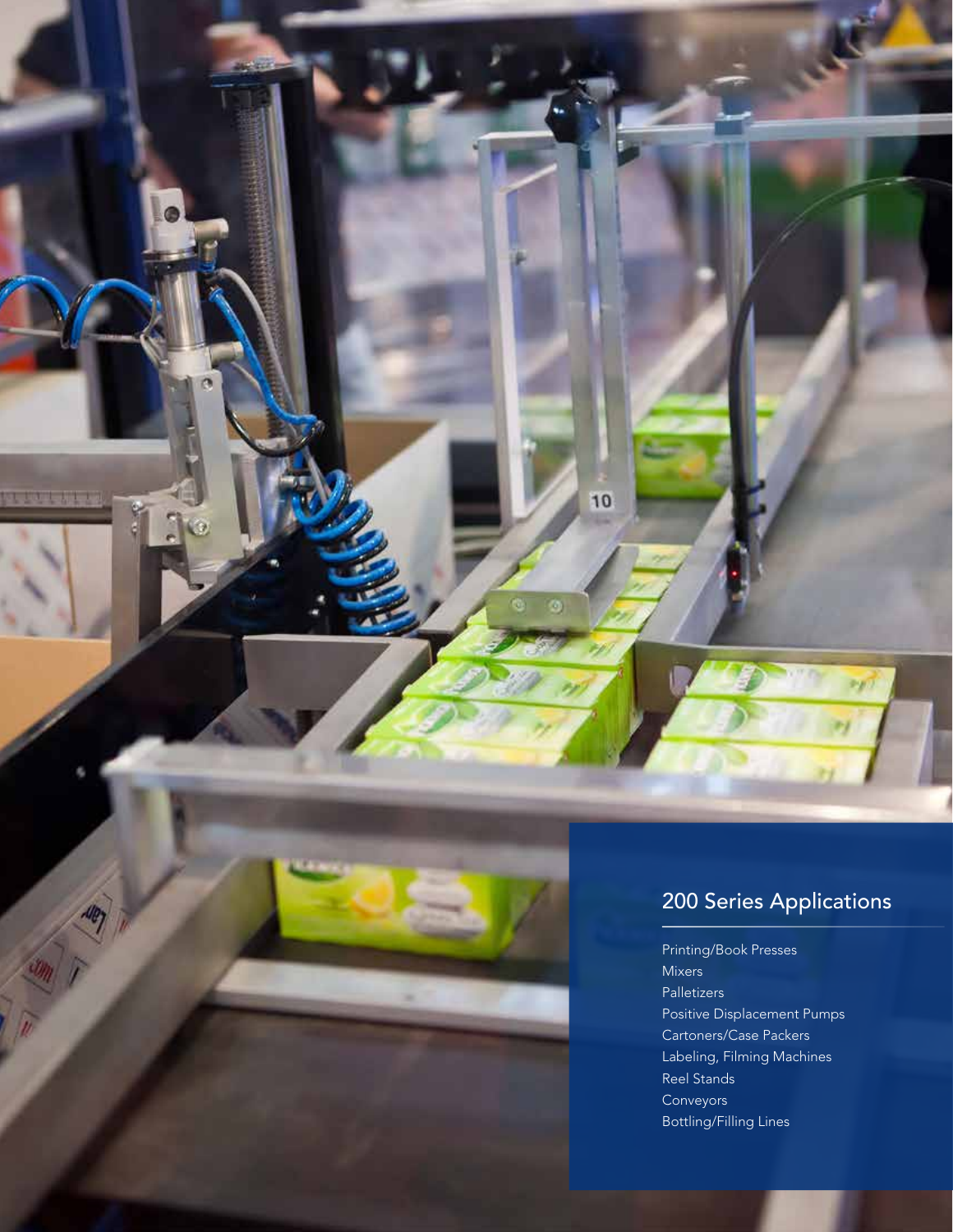## 200 Series Applications

- Printing/Book Presses
- Mixers
- Palletizers
- Positive Displacement Pumps
- Cartoners/Case Packers
- Labeling, Filming Machines
- Reel Stands
- Conveyors
- Bottling/Filling Lines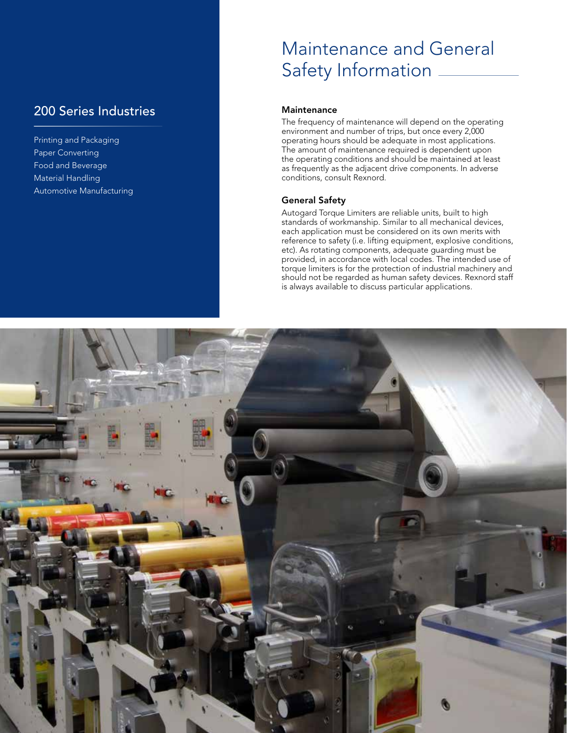## 200 Series Industries

Printing and Packaging
Paper Converting
Food and Beverage
Material Handling
Automotive Manufacturing

# Maintenance and General Safety Information

### Maintenance

The frequency of maintenance will depend on the operating environment and number of trips, but once every 2,000 operating hours should be adequate in most applications. The amount of maintenance required is dependent upon the operating conditions and should be maintained at least as frequently as the adjacent drive components. In adverse conditions, consult Rexnord.

### General Safety

Autogard Torque Limiters are reliable units, built to high standards of workmanship. Similar to all mechanical devices, each application must be considered on its own merits with reference to safety (i.e. lifting equipment, explosive conditions, etc). As rotating components, adequate guarding must be provided, in accordance with local codes. The intended use of torque limiters is for the protection of industrial machinery and should not be regarded as human safety devices. Rexnord staff is always available to discuss particular applications.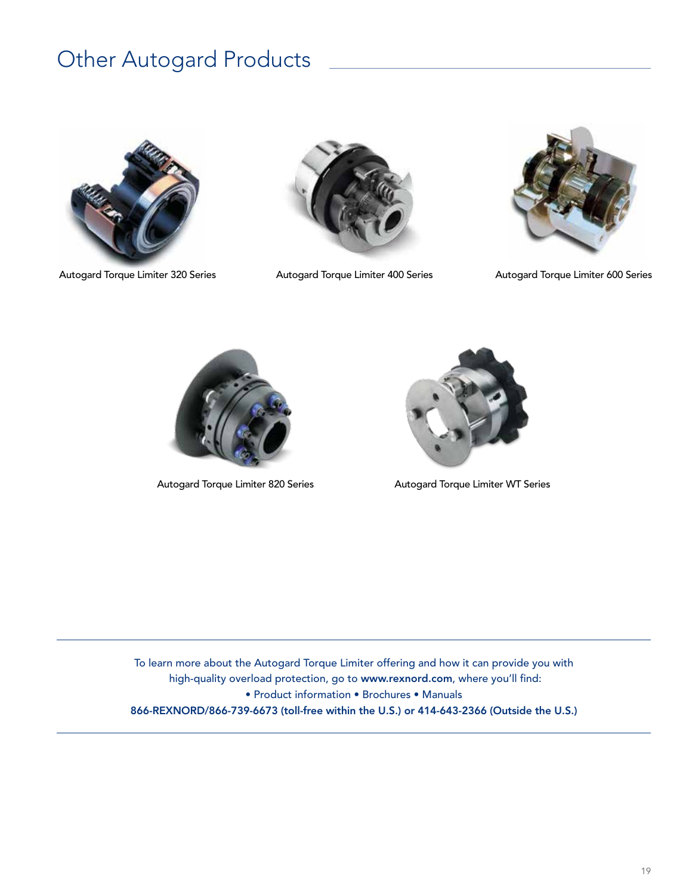# Other Autogard Products

Autogard Torque Limiter 320 Series

Autogard Torque Limiter 400 Series

Autogard Torque Limiter 600 Series

Autogard Torque Limiter 820 Series

Autogard Torque Limiter WT Series

To learn more about the Autogard Torque Limiter offering and how it can provide you with high-quality overload protection, go to **www.rexnord.com**, where you'll find:

• Product information • Brochures • Manuals

**866-REXNORD/866-739-6673 (toll-free within the U.S.) or 414-643-2366 (Outside the U.S.)**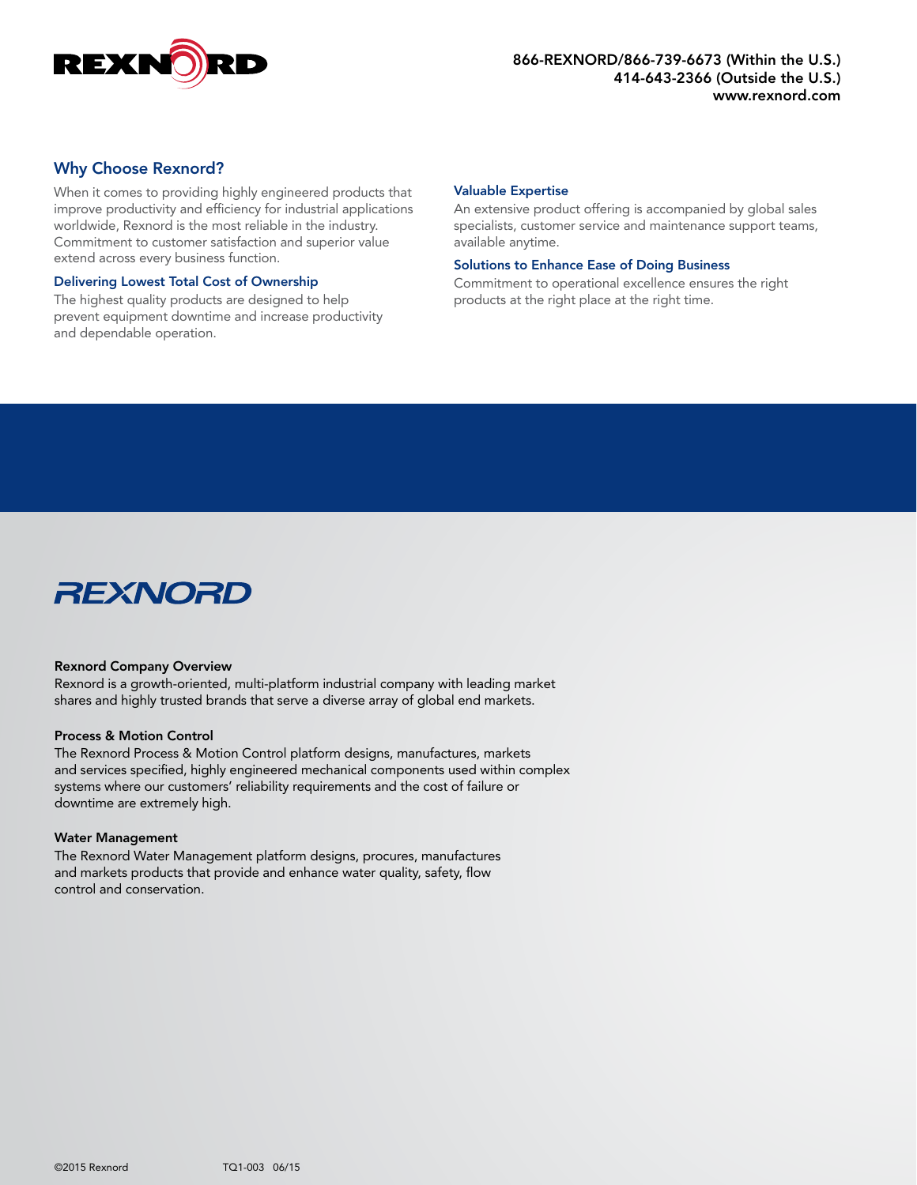REXNORD

866-REXNORD/866-739-6673 (Within the U.S.)
414-643-2366 (Outside the U.S.)
www.rexnord.com

## Why Choose Rexnord?

When it comes to providing highly engineered products that improve productivity and efficiency for industrial applications worldwide, Rexnord is the most reliable in the industry. Commitment to customer satisfaction and superior value extend across every business function.

### Delivering Lowest Total Cost of Ownership

The highest quality products are designed to help prevent equipment downtime and increase productivity and dependable operation.

### Valuable Expertise

An extensive product offering is accompanied by global sales specialists, customer service and maintenance support teams, available anytime.

### Solutions to Enhance Ease of Doing Business

Commitment to operational excellence ensures the right products at the right place at the right time.

REXNORD

**Rexnord Company Overview**
Rexnord is a growth-oriented, multi-platform industrial company with leading market shares and highly trusted brands that serve a diverse array of global end markets.

**Process & Motion Control**
The Rexnord Process & Motion Control platform designs, manufactures, markets and services specified, highly engineered mechanical components used within complex systems where our customers' reliability requirements and the cost of failure or downtime are extremely high.

**Water Management**
The Rexnord Water Management platform designs, procures, manufactures and markets products that provide and enhance water quality, safety, flow control and conservation.

©2015 Rexnord TQ1-003 06/15